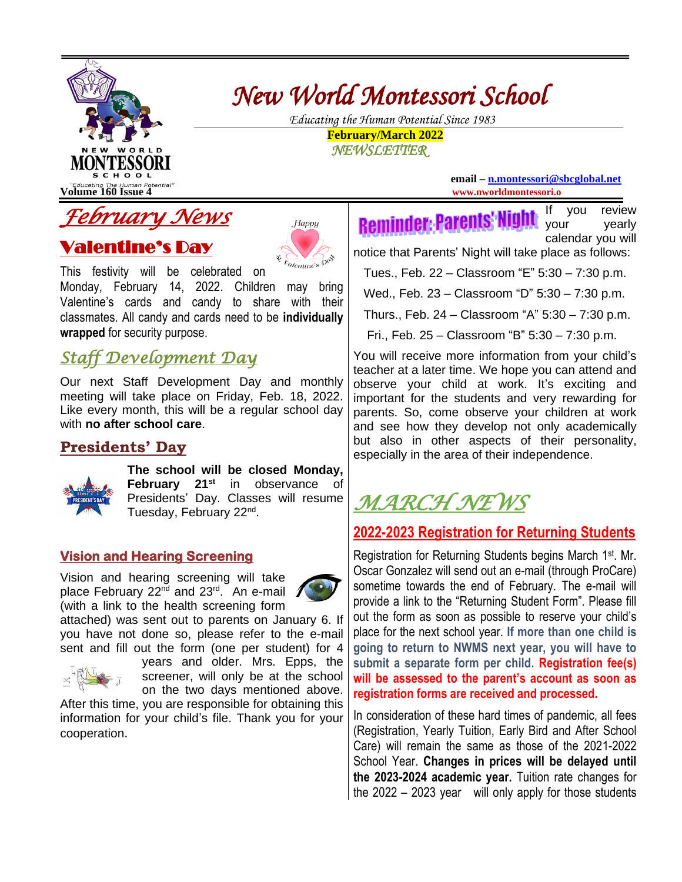# New World Montessori School

*Educating the Human Potential Since 1983*

**February/March 2022**

*NEWSLETTER*

Volume 160 Issue 4

email – n.montessori@sbcglobal.net
www.nworldmontessori.o

# *February News*

## Valentine's Day

This festivity will be celebrated on Monday, February 14, 2022. Children may bring Valentine's cards and candy to share with their classmates. All candy and cards need to be **individually wrapped** for security purpose.

## *Staff Development Day*

Our next Staff Development Day and monthly meeting will take place on Friday, Feb. 18, 2022. Like every month, this will be a regular school day with **no after school care**.

## Presidents' Day

**The school will be closed Monday, February 21st** in observance of Presidents' Day. Classes will resume Tuesday, February 22nd.

## Vision and Hearing Screening

Vision and hearing screening will take place February 22nd and 23rd. An e-mail (with a link to the health screening form attached) was sent out to parents on January 6. If you have not done so, please refer to the e-mail sent and fill out the form (one per student) for 4 years and older. Mrs. Epps, the screener, will only be at the school on the two days mentioned above. After this time, you are responsible for obtaining this information for your child's file. Thank you for your cooperation.

## Reminder: Parents' Night

If you review your yearly calendar you will notice that Parents' Night will take place as follows:

- Tues., Feb. 22 – Classroom "E" 5:30 – 7:30 p.m.
- Wed., Feb. 23 – Classroom "D" 5:30 – 7:30 p.m.
- Thurs., Feb. 24 – Classroom "A" 5:30 – 7:30 p.m.
- Fri., Feb. 25 – Classroom "B" 5:30 – 7:30 p.m.

You will receive more information from your child's teacher at a later time. We hope you can attend and observe your child at work. It's exciting and important for the students and very rewarding for parents. So, come observe your children at work and see how they develop not only academically but also in other aspects of their personality, especially in the area of their independence.

# *MARCH NEWS*

## 2022-2023 Registration for Returning Students

Registration for Returning Students begins March 1st. Mr. Oscar Gonzalez will send out an e-mail (through ProCare) sometime towards the end of February. The e-mail will provide a link to the "Returning Student Form". Please fill out the form as soon as possible to reserve your child's place for the next school year. **If more than one child is going to return to NWMS next year, you will have to submit a separate form per child. Registration fee(s) will be assessed to the parent's account as soon as registration forms are received and processed.**

In consideration of these hard times of pandemic, all fees (Registration, Yearly Tuition, Early Bird and After School Care) will remain the same as those of the 2021-2022 School Year. **Changes in prices will be delayed until the 2023-2024 academic year.** Tuition rate changes for the 2022 – 2023 year will only apply for those students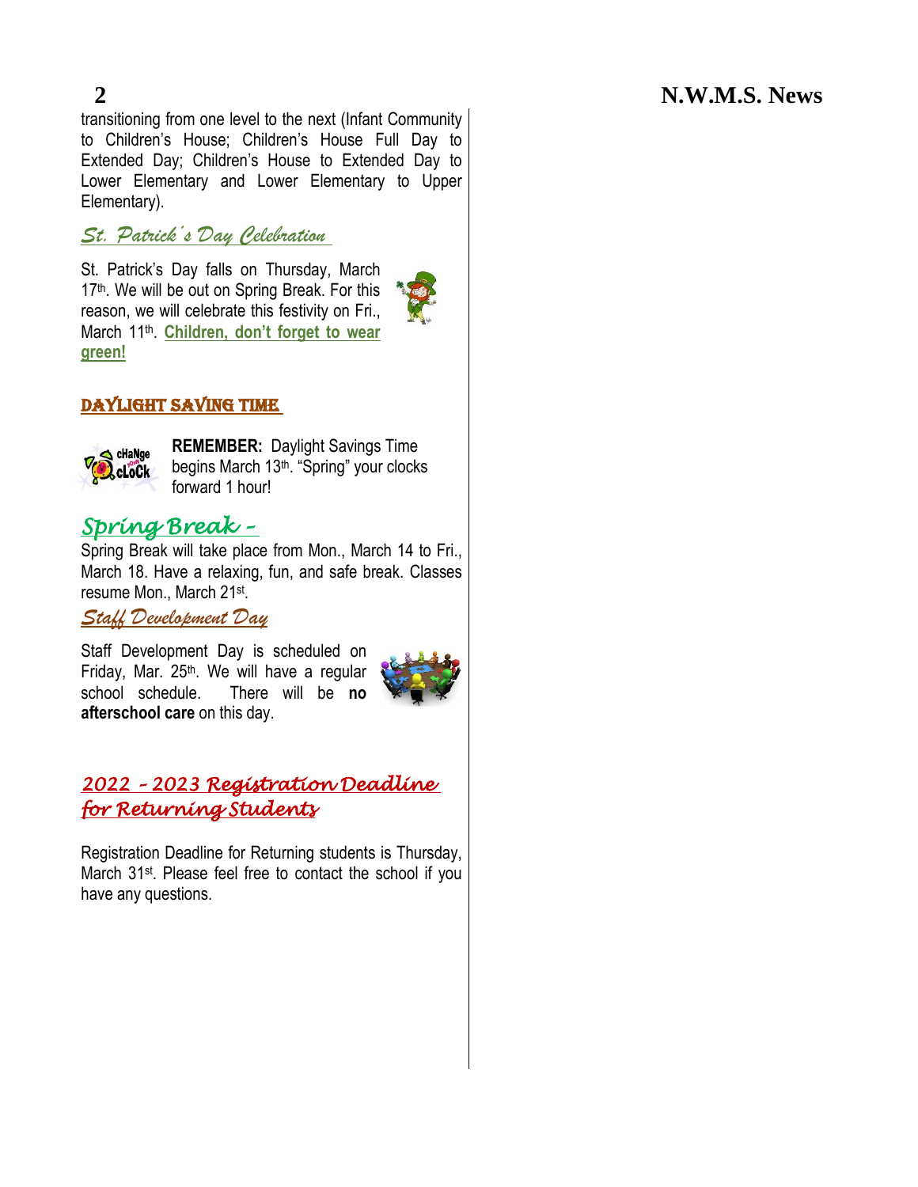transitioning from one level to the next (Infant Community to Children's House; Children's House Full Day to Extended Day; Children's House to Extended Day to Lower Elementary and Lower Elementary to Upper Elementary).

## *St. Patrick's Day Celebration*

St. Patrick's Day falls on Thursday, March 17th. We will be out on Spring Break. For this reason, we will celebrate this festivity on Fri., March 11th. **Children, don't forget to wear green!**

## DAYLIGHT SAVING TIME

**REMEMBER:** Daylight Savings Time begins March 13th. "Spring" your clocks forward 1 hour!

## *Spring Break –*

Spring Break will take place from Mon., March 14 to Fri., March 18. Have a relaxing, fun, and safe break. Classes resume Mon., March 21st.

## *Staff Development Day*

Staff Development Day is scheduled on Friday, Mar. 25th. We will have a regular school schedule. There will be **no afterschool care** on this day.

## *2022 – 2023 Registration Deadline for Returning Students*

Registration Deadline for Returning students is Thursday, March 31st. Please feel free to contact the school if you have any questions.